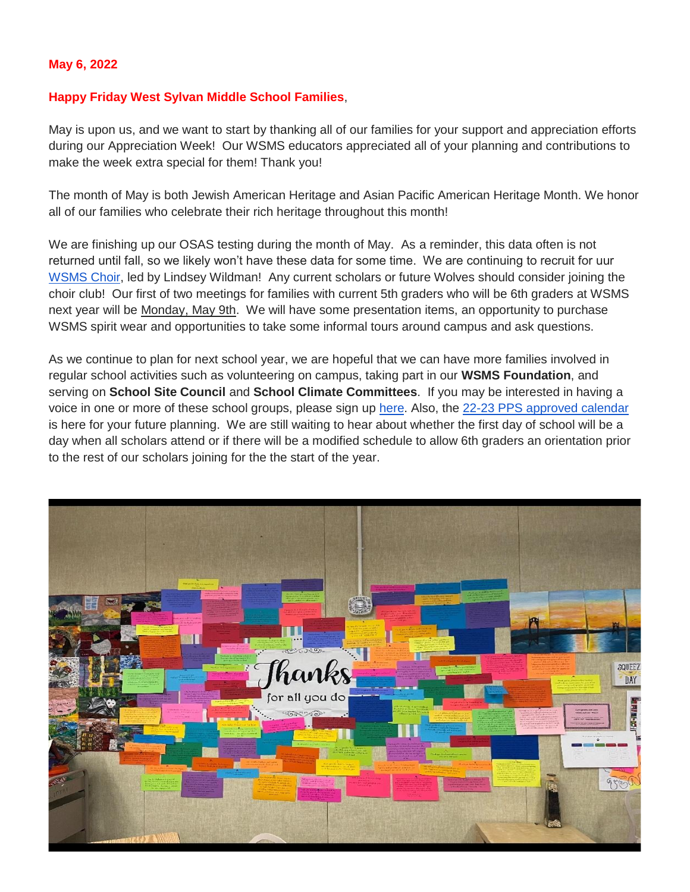**May 6, 2022**

**Happy Friday West Sylvan Middle School Families**,

May is upon us, and we want to start by thanking all of our families for your support and appreciation efforts during our Appreciation Week! Our WSMS educators appreciated all of your planning and contributions to make the week extra special for them! Thank you!

The month of May is both Jewish American Heritage and Asian Pacific American Heritage Month. We honor all of our families who celebrate their rich heritage throughout this month!

We are finishing up our OSAS testing during the month of May. As a reminder, this data often is not returned until fall, so we likely won't have these data for some time. We are continuing to recruit for uur [WSMS Choir](), led by Lindsey Wildman! Any current scholars or future Wolves should consider joining the choir club! Our first of two meetings for families with current 5th graders who will be 6th graders at WSMS next year will be Monday, May 9th. We will have some presentation items, an opportunity to purchase WSMS spirit wear and opportunities to take some informal tours around campus and ask questions.

As we continue to plan for next school year, we are hopeful that we can have more families involved in regular school activities such as volunteering on campus, taking part in our **WSMS Foundation**, and serving on **School Site Council** and **School Climate Committees**. If you may be interested in having a voice in one or more of these school groups, please sign up [here](). Also, the [22-23 PPS approved calendar]() is here for your future planning. We are still waiting to hear about whether the first day of school will be a day when all scholars attend or if there will be a modified schedule to allow 6th graders an orientation prior to the rest of our scholars joining for the the start of the year.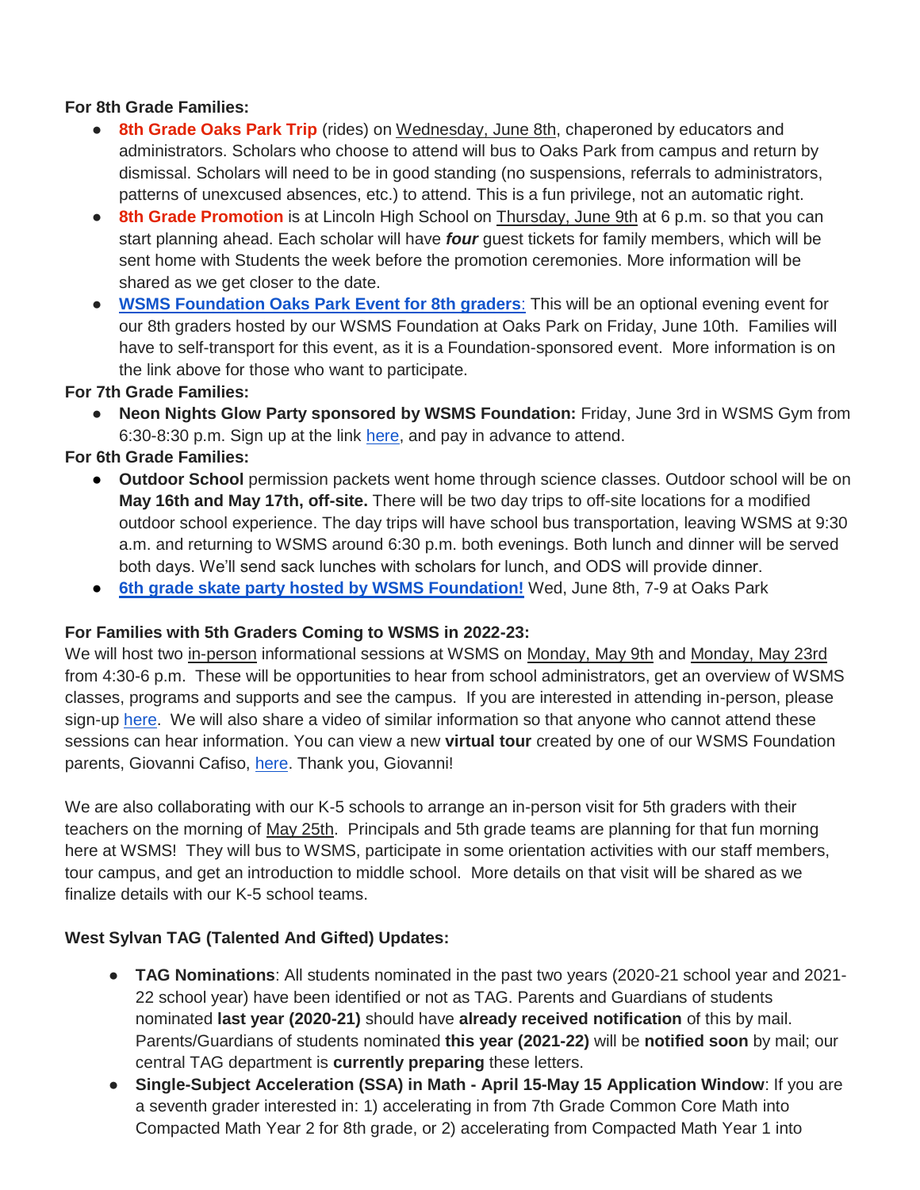**For 8th Grade Families:**

- **8th Grade Oaks Park Trip** (rides) on Wednesday, June 8th, chaperoned by educators and administrators. Scholars who choose to attend will bus to Oaks Park from campus and return by dismissal. Scholars will need to be in good standing (no suspensions, referrals to administrators, patterns of unexcused absences, etc.) to attend. This is a fun privilege, not an automatic right.
- **8th Grade Promotion** is at Lincoln High School on Thursday, June 9th at 6 p.m. so that you can start planning ahead. Each scholar will have ***four*** guest tickets for family members, which will be sent home with Students the week before the promotion ceremonies. More information will be shared as we get closer to the date.
- **WSMS Foundation Oaks Park Event for 8th graders**: This will be an optional evening event for our 8th graders hosted by our WSMS Foundation at Oaks Park on Friday, June 10th. Families will have to self-transport for this event, as it is a Foundation-sponsored event. More information is on the link above for those who want to participate.

**For 7th Grade Families:**

- **Neon Nights Glow Party sponsored by WSMS Foundation:** Friday, June 3rd in WSMS Gym from 6:30-8:30 p.m. Sign up at the link here, and pay in advance to attend.

**For 6th Grade Families:**

- **Outdoor School** permission packets went home through science classes. Outdoor school will be on **May 16th and May 17th, off-site.** There will be two day trips to off-site locations for a modified outdoor school experience. The day trips will have school bus transportation, leaving WSMS at 9:30 a.m. and returning to WSMS around 6:30 p.m. both evenings. Both lunch and dinner will be served both days. We'll send sack lunches with scholars for lunch, and ODS will provide dinner.
- **6th grade skate party hosted by WSMS Foundation!** Wed, June 8th, 7-9 at Oaks Park

**For Families with 5th Graders Coming to WSMS in 2022-23:**

We will host two in-person informational sessions at WSMS on Monday, May 9th and Monday, May 23rd from 4:30-6 p.m. These will be opportunities to hear from school administrators, get an overview of WSMS classes, programs and supports and see the campus. If you are interested in attending in-person, please sign-up here. We will also share a video of similar information so that anyone who cannot attend these sessions can hear information. You can view a new **virtual tour** created by one of our WSMS Foundation parents, Giovanni Cafiso, here. Thank you, Giovanni!

We are also collaborating with our K-5 schools to arrange an in-person visit for 5th graders with their teachers on the morning of May 25th. Principals and 5th grade teams are planning for that fun morning here at WSMS! They will bus to WSMS, participate in some orientation activities with our staff members, tour campus, and get an introduction to middle school. More details on that visit will be shared as we finalize details with our K-5 school teams.

**West Sylvan TAG (Talented And Gifted) Updates:**

- **TAG Nominations**: All students nominated in the past two years (2020-21 school year and 2021-22 school year) have been identified or not as TAG. Parents and Guardians of students nominated **last year (2020-21)** should have **already received notification** of this by mail. Parents/Guardians of students nominated **this year (2021-22)** will be **notified soon** by mail; our central TAG department is **currently preparing** these letters.
- **Single-Subject Acceleration (SSA) in Math - April 15-May 15 Application Window**: If you are a seventh grader interested in: 1) accelerating in from 7th Grade Common Core Math into Compacted Math Year 2 for 8th grade, or 2) accelerating from Compacted Math Year 1 into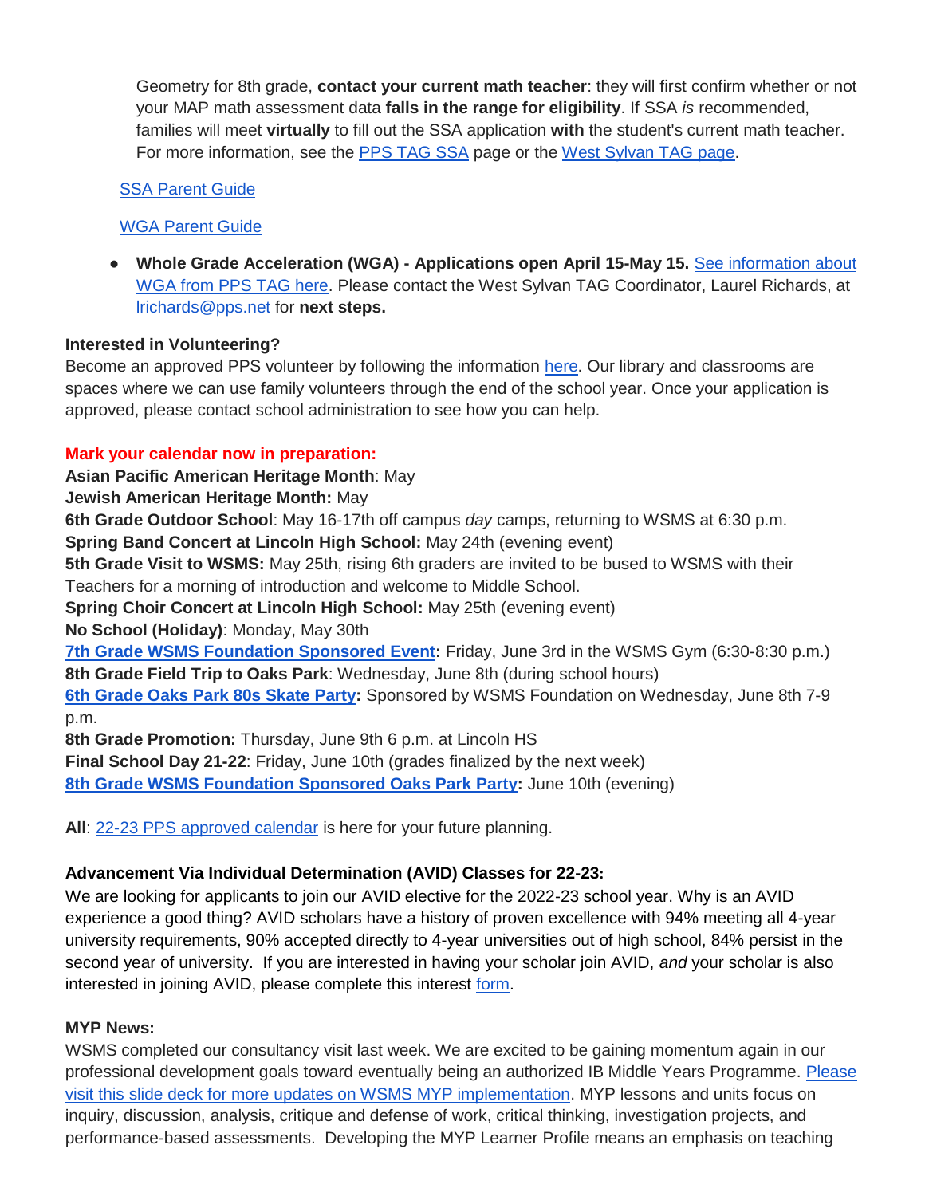Geometry for 8th grade, **contact your current math teacher**: they will first confirm whether or not your MAP math assessment data **falls in the range for eligibility**. If SSA *is* recommended, families will meet **virtually** to fill out the SSA application **with** the student's current math teacher. For more information, see the PPS TAG SSA page or the West Sylvan TAG page.

SSA Parent Guide

WGA Parent Guide

- **Whole Grade Acceleration (WGA) - Applications open April 15-May 15.** See information about WGA from PPS TAG here. Please contact the West Sylvan TAG Coordinator, Laurel Richards, at lrichards@pps.net for **next steps.**

**Interested in Volunteering?**
Become an approved PPS volunteer by following the information here. Our library and classrooms are spaces where we can use family volunteers through the end of the school year. Once your application is approved, please contact school administration to see how you can help.

**Mark your calendar now in preparation:**
**Asian Pacific American Heritage Month**: May
**Jewish American Heritage Month:** May
**6th Grade Outdoor School**: May 16-17th off campus *day* camps, returning to WSMS at 6:30 p.m.
**Spring Band Concert at Lincoln High School:** May 24th (evening event)
**5th Grade Visit to WSMS:** May 25th, rising 6th graders are invited to be bused to WSMS with their Teachers for a morning of introduction and welcome to Middle School.
**Spring Choir Concert at Lincoln High School:** May 25th (evening event)
**No School (Holiday)**: Monday, May 30th
**7th Grade WSMS Foundation Sponsored Event:** Friday, June 3rd in the WSMS Gym (6:30-8:30 p.m.)
**8th Grade Field Trip to Oaks Park**: Wednesday, June 8th (during school hours)
**6th Grade Oaks Park 80s Skate Party:** Sponsored by WSMS Foundation on Wednesday, June 8th 7-9 p.m.
**8th Grade Promotion:** Thursday, June 9th 6 p.m. at Lincoln HS
**Final School Day 21-22**: Friday, June 10th (grades finalized by the next week)
**8th Grade WSMS Foundation Sponsored Oaks Park Party:** June 10th (evening)

**All**: 22-23 PPS approved calendar is here for your future planning.

**Advancement Via Individual Determination (AVID) Classes for 22-23:**
We are looking for applicants to join our AVID elective for the 2022-23 school year. Why is an AVID experience a good thing? AVID scholars have a history of proven excellence with 94% meeting all 4-year university requirements, 90% accepted directly to 4-year universities out of high school, 84% persist in the second year of university. If you are interested in having your scholar join AVID, *and* your scholar is also interested in joining AVID, please complete this interest form.

**MYP News:**
WSMS completed our consultancy visit last week. We are excited to be gaining momentum again in our professional development goals toward eventually being an authorized IB Middle Years Programme. Please visit this slide deck for more updates on WSMS MYP implementation. MYP lessons and units focus on inquiry, discussion, analysis, critique and defense of work, critical thinking, investigation projects, and performance-based assessments. Developing the MYP Learner Profile means an emphasis on teaching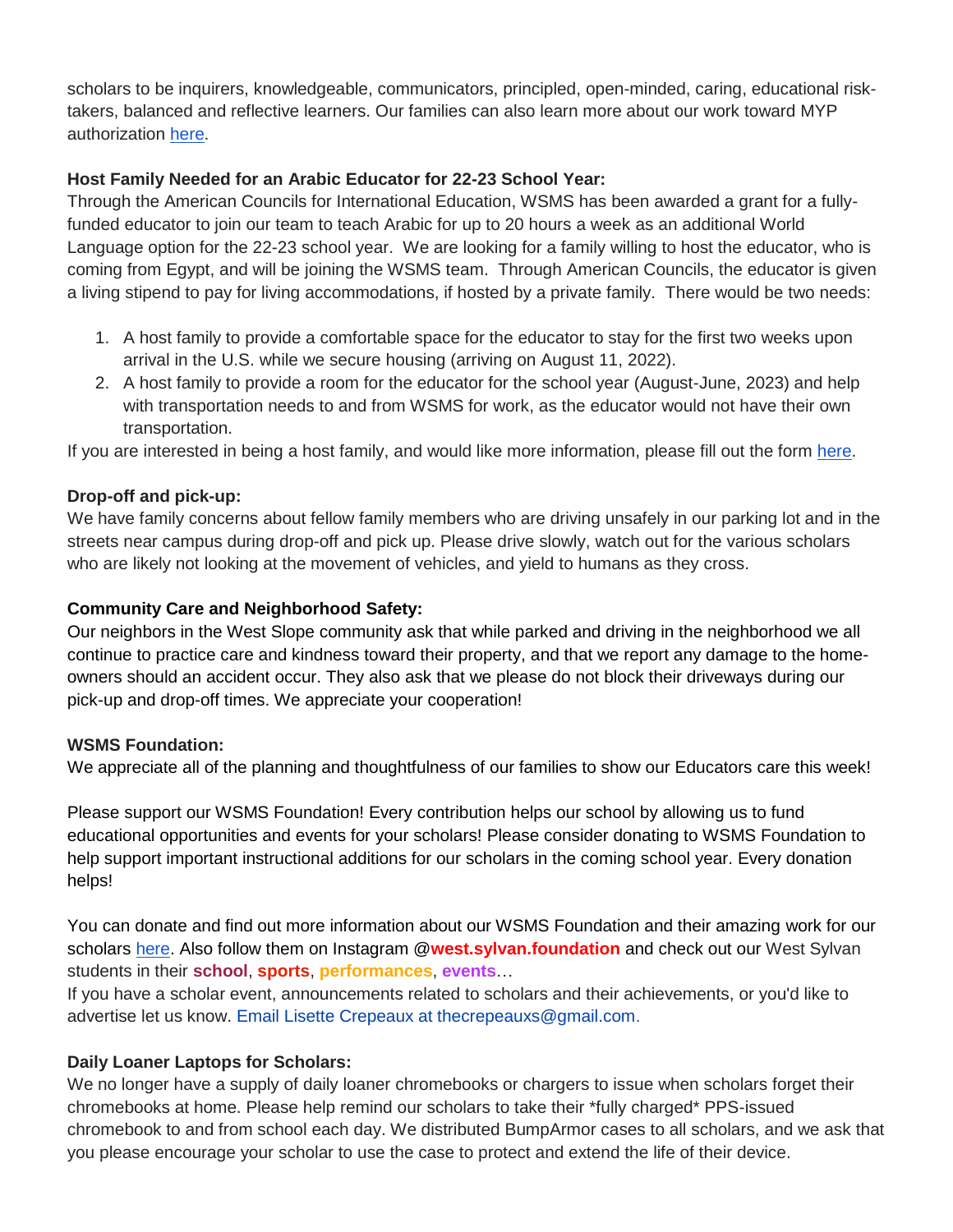scholars to be inquirers, knowledgeable, communicators, principled, open-minded, caring, educational risk-takers, balanced and reflective learners. Our families can also learn more about our work toward MYP authorization here.

**Host Family Needed for an Arabic Educator for 22-23 School Year:**
Through the American Councils for International Education, WSMS has been awarded a grant for a fully-funded educator to join our team to teach Arabic for up to 20 hours a week as an additional World Language option for the 22-23 school year. We are looking for a family willing to host the educator, who is coming from Egypt, and will be joining the WSMS team. Through American Councils, the educator is given a living stipend to pay for living accommodations, if hosted by a private family. There would be two needs:

1. A host family to provide a comfortable space for the educator to stay for the first two weeks upon arrival in the U.S. while we secure housing (arriving on August 11, 2022).
2. A host family to provide a room for the educator for the school year (August-June, 2023) and help with transportation needs to and from WSMS for work, as the educator would not have their own transportation.

If you are interested in being a host family, and would like more information, please fill out the form here.

**Drop-off and pick-up:**
We have family concerns about fellow family members who are driving unsafely in our parking lot and in the streets near campus during drop-off and pick up. Please drive slowly, watch out for the various scholars who are likely not looking at the movement of vehicles, and yield to humans as they cross.

**Community Care and Neighborhood Safety:**
Our neighbors in the West Slope community ask that while parked and driving in the neighborhood we all continue to practice care and kindness toward their property, and that we report any damage to the home-owners should an accident occur. They also ask that we please do not block their driveways during our pick-up and drop-off times. We appreciate your cooperation!

**WSMS Foundation:**
We appreciate all of the planning and thoughtfulness of our families to show our Educators care this week!

Please support our WSMS Foundation! Every contribution helps our school by allowing us to fund educational opportunities and events for your scholars! Please consider donating to WSMS Foundation to help support important instructional additions for our scholars in the coming school year. Every donation helps!

You can donate and find out more information about our WSMS Foundation and their amazing work for our scholars here. Also follow them on Instagram @**west.sylvan.foundation** and check out our West Sylvan students in their **school**, **sports**, **performances**, **events**…
If you have a scholar event, announcements related to scholars and their achievements, or you'd like to advertise let us know. Email Lisette Crepeaux at thecrepeauxs@gmail.com.

**Daily Loaner Laptops for Scholars:**
We no longer have a supply of daily loaner chromebooks or chargers to issue when scholars forget their chromebooks at home. Please help remind our scholars to take their *fully charged* PPS-issued chromebook to and from school each day. We distributed BumpArmor cases to all scholars, and we ask that you please encourage your scholar to use the case to protect and extend the life of their device.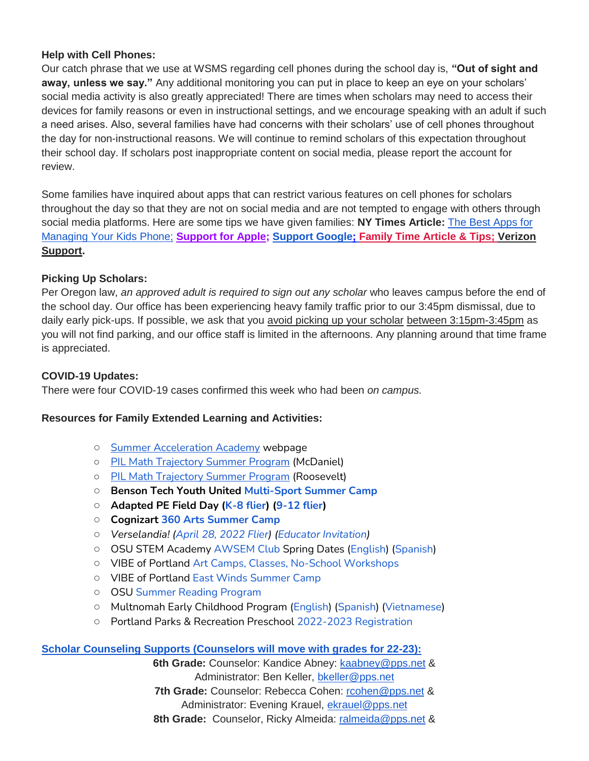**Help with Cell Phones:**
Our catch phrase that we use at WSMS regarding cell phones during the school day is, **"Out of sight and away, unless we say."** Any additional monitoring you can put in place to keep an eye on your scholars' social media activity is also greatly appreciated! There are times when scholars may need to access their devices for family reasons or even in instructional settings, and we encourage speaking with an adult if such a need arises. Also, several families have had concerns with their scholars' use of cell phones throughout the day for non-instructional reasons. We will continue to remind scholars of this expectation throughout their school day. If scholars post inappropriate content on social media, please report the account for review.

Some families have inquired about apps that can restrict various features on cell phones for scholars throughout the day so that they are not on social media and are not tempted to engage with others through social media platforms. Here are some tips we have given families: **NY Times Article:** The Best Apps for Managing Your Kids Phone; **Support for Apple; Support Google; Family Time Article & Tips; Verizon Support.**

**Picking Up Scholars:**
Per Oregon law, *an approved adult is required to sign out any scholar* who leaves campus before the end of the school day. Our office has been experiencing heavy family traffic prior to our 3:45pm dismissal, due to daily early pick-ups. If possible, we ask that you avoid picking up your scholar between 3:15pm-3:45pm as you will not find parking, and our office staff is limited in the afternoons. Any planning around that time frame is appreciated.

**COVID-19 Updates:**
There were four COVID-19 cases confirmed this week who had been *on campus.*

**Resources for Family Extended Learning and Activities:**

- Summer Acceleration Academy webpage
- PIL Math Trajectory Summer Program (McDaniel)
- PIL Math Trajectory Summer Program (Roosevelt)
- **Benson Tech Youth United Multi-Sport Summer Camp**
- **Adapted PE Field Day (K-8 flier) (9-12 flier)**
- **Cognizart 360 Arts Summer Camp**
- *Verselandia! (April 28, 2022 Flier) (Educator Invitation)*
- OSU STEM Academy AWSEM Club Spring Dates (English) (Spanish)
- VIBE of Portland Art Camps, Classes, No-School Workshops
- VIBE of Portland East Winds Summer Camp
- OSU Summer Reading Program
- Multnomah Early Childhood Program (English) (Spanish) (Vietnamese)
- Portland Parks & Recreation Preschool 2022-2023 Registration

**Scholar Counseling Supports (Counselors will move with grades for 22-23):**

**6th Grade:** Counselor: Kandice Abney: kaabney@pps.net &
Administrator: Ben Keller, bkeller@pps.net

**7th Grade:** Counselor: Rebecca Cohen: rcohen@pps.net &
Administrator: Evening Krauel, ekrauel@pps.net

**8th Grade:** Counselor, Ricky Almeida: ralmeida@pps.net &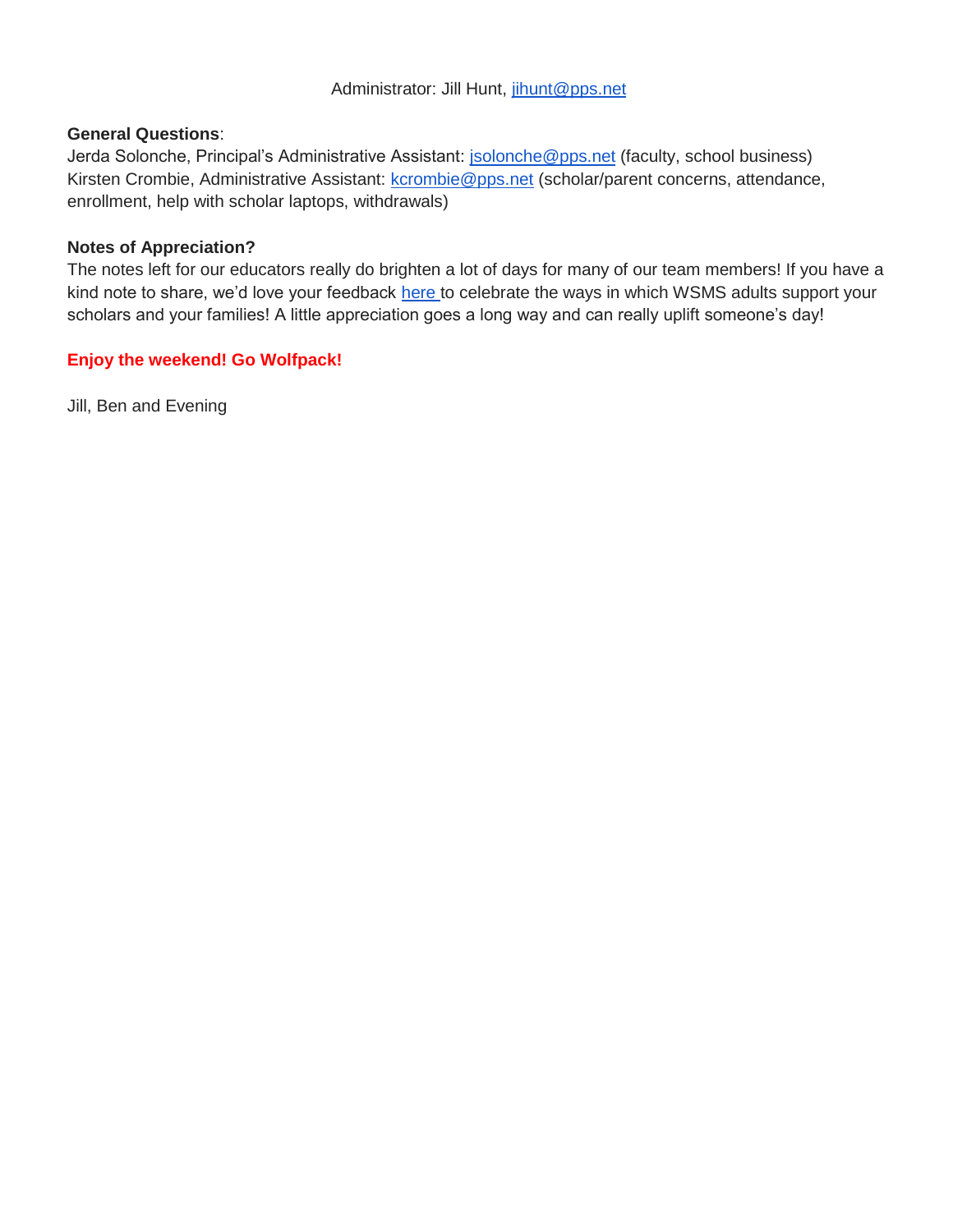Administrator: Jill Hunt, jihunt@pps.net

**General Questions**:
Jerda Solonche, Principal's Administrative Assistant: jsolonche@pps.net (faculty, school business)
Kirsten Crombie, Administrative Assistant: kcrombie@pps.net (scholar/parent concerns, attendance, enrollment, help with scholar laptops, withdrawals)

**Notes of Appreciation?**
The notes left for our educators really do brighten a lot of days for many of our team members! If you have a kind note to share, we'd love your feedback here to celebrate the ways in which WSMS adults support your scholars and your families! A little appreciation goes a long way and can really uplift someone's day!

**Enjoy the weekend! Go Wolfpack!**

Jill, Ben and Evening